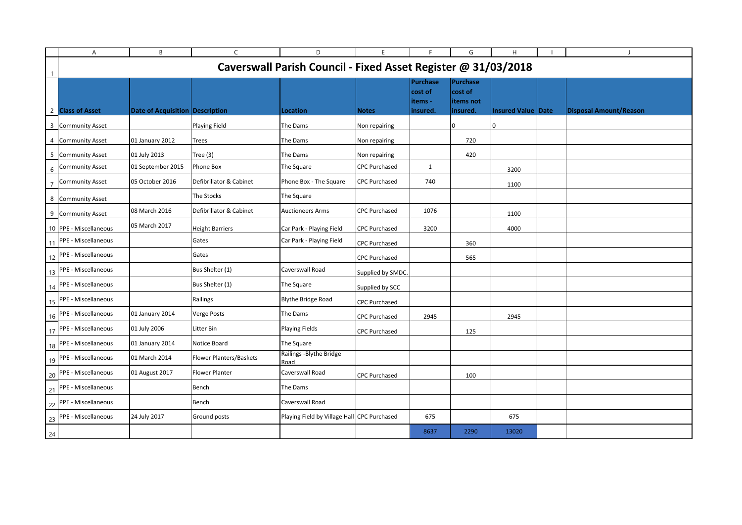# Caverswall Parish Council - Fixed Asset Register @ 31/03/2018

| Class of Asset | Date of Acquisition | Description | Location | Notes | Purchase cost of items - insured. | Purchase cost of items not insured. | Insured Value | Date | Disposal Amount/Reason |
|---|---|---|---|---|---|---|---|---|---|
| Community Asset | | Playing Field | The Dams | Non repairing | | 0 | 0 | | |
| Community Asset | 01 January 2012 | Trees | The Dams | Non repairing | | 720 | | | |
| Community Asset | 01 July 2013 | Tree (3) | The Dams | Non repairing | | 420 | | | |
| Community Asset | 01 September 2015 | Phone Box | The Square | CPC Purchased | 1 | | 3200 | | |
| Community Asset | 05 October 2016 | Defibrillator & Cabinet | Phone Box - The Square | CPC Purchased | 740 | | 1100 | | |
| Community Asset | | The Stocks | The Square | | | | | | |
| Community Asset | 08 March 2016 | Defibrillator & Cabinet | Auctioneers Arms | CPC Purchased | 1076 | | 1100 | | |
| PPE - Miscellaneous | 05 March 2017 | Height Barriers | Car Park - Playing Field | CPC Purchased | 3200 | | 4000 | | |
| PPE - Miscellaneous | | Gates | Car Park - Playing Field | CPC Purchased | | 360 | | | |
| PPE - Miscellaneous | | Gates | | CPC Purchased | | 565 | | | |
| PPE - Miscellaneous | | Bus Shelter (1) | Caverswall Road | Supplied by SMDC. | | | | | |
| PPE - Miscellaneous | | Bus Shelter (1) | The Square | Supplied by SCC | | | | | |
| PPE - Miscellaneous | | Railings | Blythe Bridge Road | CPC Purchased | | | | | |
| PPE - Miscellaneous | 01 January 2014 | Verge Posts | The Dams | CPC Purchased | 2945 | | 2945 | | |
| PPE - Miscellaneous | 01 July 2006 | Litter Bin | Playing Fields | CPC Purchased | | 125 | | | |
| PPE - Miscellaneous | 01 January 2014 | Notice Board | The Square | | | | | | |
| PPE - Miscellaneous | 01 March 2014 | Flower Planters/Baskets | Railings -Blythe Bridge Road | | | | | | |
| PPE - Miscellaneous | 01 August 2017 | Flower Planter | Caverswall Road | CPC Purchased | | 100 | | | |
| PPE - Miscellaneous | | Bench | The Dams | | | | | | |
| PPE - Miscellaneous | | Bench | Caverswall Road | | | | | | |
| PPE - Miscellaneous | 24 July 2017 | Ground posts | Playing Field by Village Hall | CPC Purchased | 675 | | 675 | | |
| | | | | | 8637 | 2290 | 13020 | | |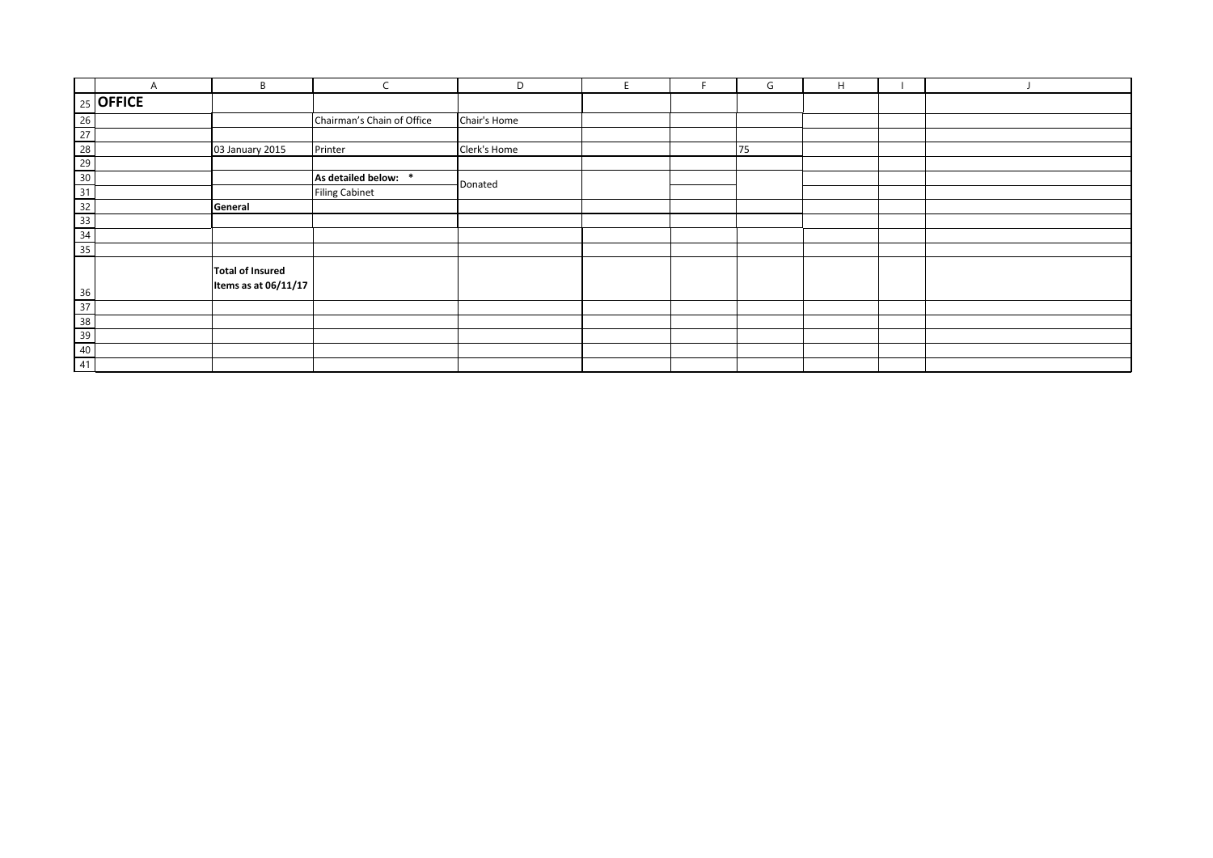| | | | | | | | | |
|---|---|---|---|---|---|---|---|---|
| **OFFICE** | | | | | | | | |
| | | Chairman's Chain of Office | Chair's Home | | | | | |
| | | | | | | | | |
| | 03 January 2015 | Printer | Clerk's Home | | | 75 | | |
| | | | | | | | | |
| | | **As detailed below: *** | Donated | | | | | |
| | | Filing Cabinet | | | | | | |
| | **General** | | | | | | | |
| | | | | | | | | |
| | | | | | | | | |
| | | | | | | | | |
| | **Total of Insured Items as at 06/11/17** | | | | | | | |
| | | | | | | | | |
| | | | | | | | | |
| | | | | | | | | |
| | | | | | | | | |
| | | | | | | | | |